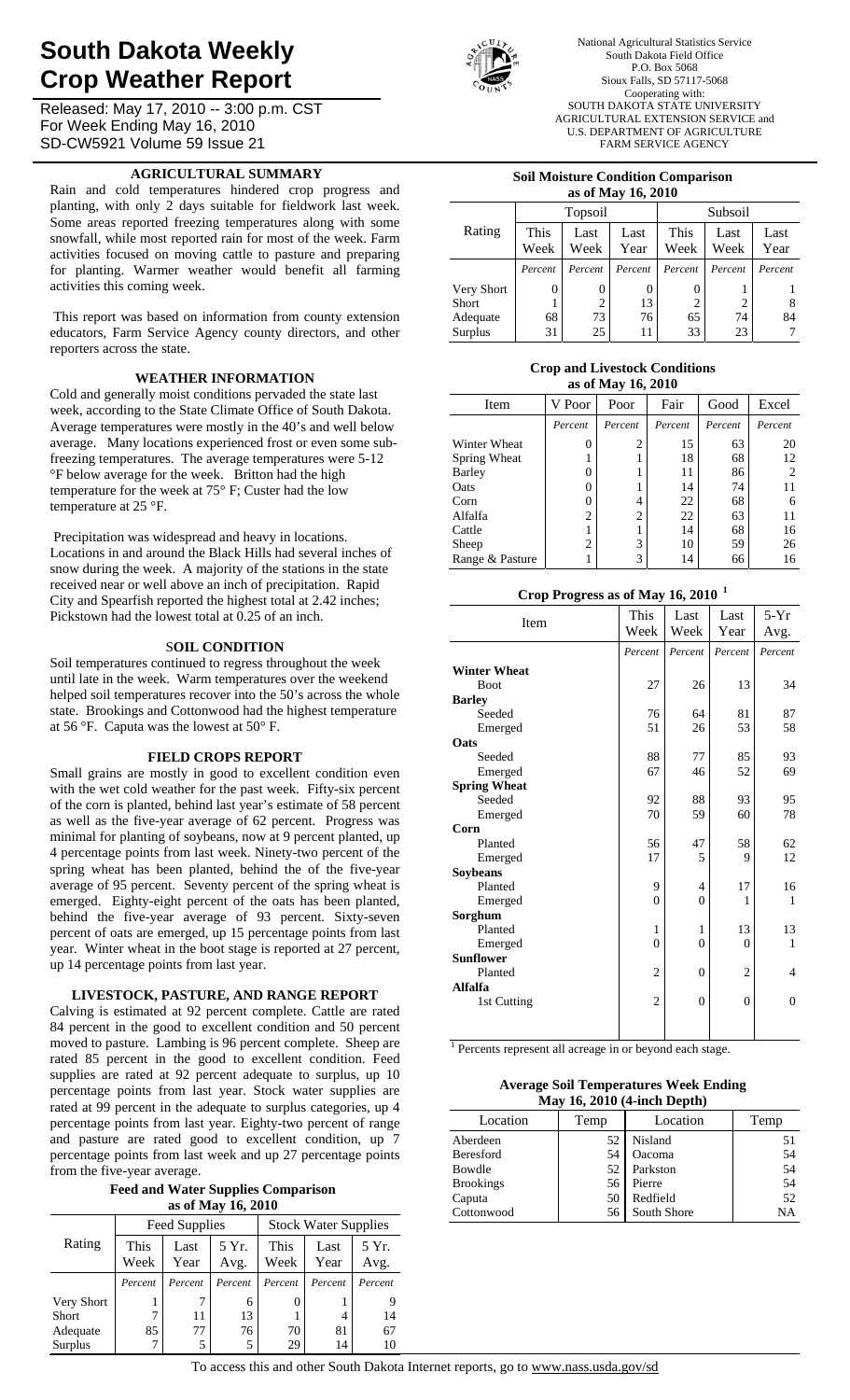# South Dakota Weekly Crop Weather Report

Released: May 17, 2010 -- 3:00 p.m. CST
For Week Ending May 16, 2010
SD-CW5921 Volume 59 Issue 21

National Agricultural Statistics Service
South Dakota Field Office
P.O. Box 5068
Sioux Falls, SD 57117-5068
Cooperating with:
SOUTH DAKOTA STATE UNIVERSITY
AGRICULTURAL EXTENSION SERVICE and
U.S. DEPARTMENT OF AGRICULTURE
FARM SERVICE AGENCY

## AGRICULTURAL SUMMARY

Rain and cold temperatures hindered crop progress and planting, with only 2 days suitable for fieldwork last week. Some areas reported freezing temperatures along with some snowfall, while most reported rain for most of the week. Farm activities focused on moving cattle to pasture and preparing for planting. Warmer weather would benefit all farming activities this coming week.

This report was based on information from county extension educators, Farm Service Agency county directors, and other reporters across the state.

## WEATHER INFORMATION

Cold and generally moist conditions pervaded the state last week, according to the State Climate Office of South Dakota. Average temperatures were mostly in the 40's and well below average. Many locations experienced frost or even some sub-freezing temperatures. The average temperatures were 5-12 °F below average for the week. Britton had the high temperature for the week at 75° F; Custer had the low temperature at 25 °F.

Precipitation was widespread and heavy in locations. Locations in and around the Black Hills had several inches of snow during the week. A majority of the stations in the state received near or well above an inch of precipitation. Rapid City and Spearfish reported the highest total at 2.42 inches; Pickstown had the lowest total at 0.25 of an inch.

## SOIL CONDITION

Soil temperatures continued to regress throughout the week until late in the week. Warm temperatures over the weekend helped soil temperatures recover into the 50's across the whole state. Brookings and Cottonwood had the highest temperature at 56 °F. Caputa was the lowest at 50° F.

## FIELD CROPS REPORT

Small grains are mostly in good to excellent condition even with the wet cold weather for the past week. Fifty-six percent of the corn is planted, behind last year's estimate of 58 percent as well as the five-year average of 62 percent. Progress was minimal for planting of soybeans, now at 9 percent planted, up 4 percentage points from last week. Ninety-two percent of the spring wheat has been planted, behind the of the five-year average of 95 percent. Seventy percent of the spring wheat is emerged. Eighty-eight percent of the oats has been planted, behind the five-year average of 93 percent. Sixty-seven percent of oats are emerged, up 15 percentage points from last year. Winter wheat in the boot stage is reported at 27 percent, up 14 percentage points from last year.

## LIVESTOCK, PASTURE, AND RANGE REPORT

Calving is estimated at 92 percent complete. Cattle are rated 84 percent in the good to excellent condition and 50 percent moved to pasture. Lambing is 96 percent complete. Sheep are rated 85 percent in the good to excellent condition. Feed supplies are rated at 92 percent adequate to surplus, up 10 percentage points from last year. Stock water supplies are rated at 99 percent in the adequate to surplus categories, up 4 percentage points from last year. Eighty-two percent of range and pasture are rated good to excellent condition, up 7 percentage points from last week and up 27 percentage points from the five-year average.

**Feed and Water Supplies Comparison as of May 16, 2010**

| Rating | Feed Supplies | | | Stock Water Supplies | | |
|---|---|---|---|---|---|---|
| | This Week | Last Year | 5 Yr. Avg. | This Week | Last Year | 5 Yr. Avg. |
| | Percent | Percent | Percent | Percent | Percent | Percent |
| Very Short | 1 | 7 | 6 | 0 | 1 | 9 |
| Short | 7 | 11 | 13 | 1 | 4 | 14 |
| Adequate | 85 | 77 | 76 | 70 | 81 | 67 |
| Surplus | 7 | 5 | 5 | 29 | 14 | 10 |

**Soil Moisture Condition Comparison as of May 16, 2010**

| Rating | Topsoil | | | Subsoil | | |
|---|---|---|---|---|---|---|
| | This Week | Last Week | Last Year | This Week | Last Week | Last Year |
| | Percent | Percent | Percent | Percent | Percent | Percent |
| Very Short | 0 | 0 | 0 | 0 | 1 | 1 |
| Short | 1 | 2 | 13 | 2 | 2 | 8 |
| Adequate | 68 | 73 | 76 | 65 | 74 | 84 |
| Surplus | 31 | 25 | 11 | 33 | 23 | 7 |

**Crop and Livestock Conditions as of May 16, 2010**

| Item | V Poor | Poor | Fair | Good | Excel |
|---|---|---|---|---|---|
| | Percent | Percent | Percent | Percent | Percent |
| Winter Wheat | 0 | 2 | 15 | 63 | 20 |
| Spring Wheat | 1 | 1 | 18 | 68 | 12 |
| Barley | 0 | 1 | 11 | 86 | 2 |
| Oats | 0 | 1 | 14 | 74 | 11 |
| Corn | 0 | 4 | 22 | 68 | 6 |
| Alfalfa | 2 | 2 | 22 | 63 | 11 |
| Cattle | 1 | 1 | 14 | 68 | 16 |
| Sheep | 2 | 3 | 10 | 59 | 26 |
| Range & Pasture | 1 | 3 | 14 | 66 | 16 |

**Crop Progress as of May 16, 2010 [1]**

| Item | This Week | Last Week | Last Year | 5-Yr Avg. |
|---|---|---|---|---|
| | Percent | Percent | Percent | Percent |
| **Winter Wheat** | | | | |
| Boot | 27 | 26 | 13 | 34 |
| **Barley** | | | | |
| Seeded | 76 | 64 | 81 | 87 |
| Emerged | 51 | 26 | 53 | 58 |
| **Oats** | | | | |
| Seeded | 88 | 77 | 85 | 93 |
| Emerged | 67 | 46 | 52 | 69 |
| **Spring Wheat** | | | | |
| Seeded | 92 | 88 | 93 | 95 |
| Emerged | 70 | 59 | 60 | 78 |
| **Corn** | | | | |
| Planted | 56 | 47 | 58 | 62 |
| Emerged | 17 | 5 | 9 | 12 |
| **Soybeans** | | | | |
| Planted | 9 | 4 | 17 | 16 |
| Emerged | 0 | 0 | 1 | 1 |
| **Sorghum** | | | | |
| Planted | 1 | 1 | 13 | 13 |
| Emerged | 0 | 0 | 0 | 1 |
| **Sunflower** | | | | |
| Planted | 2 | 0 | 2 | 4 |
| **Alfalfa** | | | | |
| 1st Cutting | 2 | 0 | 0 | 0 |

[1] Percents represent all acreage in or beyond each stage.

**Average Soil Temperatures Week Ending May 16, 2010 (4-inch Depth)**

| Location | Temp | Location | Temp |
|---|---|---|---|
| Aberdeen | 52 | Nisland | 51 |
| Beresford | 54 | Oacoma | 54 |
| Bowdle | 52 | Parkston | 54 |
| Brookings | 56 | Pierre | 54 |
| Caputa | 50 | Redfield | 52 |
| Cottonwood | 56 | South Shore | NA |

To access this and other South Dakota Internet reports, go to www.nass.usda.gov/sd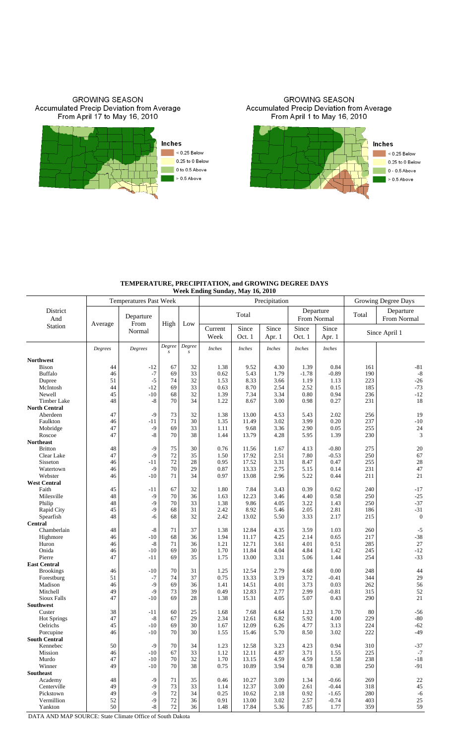GROWING SEASON
Accumulated Precip Deviation from Average
From April 17 to May 16, 2010

Inches
< 0.25 Below
0.25 to 0 Below
0 to 0.5 Above
> 0.5 Above

GROWING SEASON
Accumulated Precip Deviation from Average
From April 1 to May 16, 2010

Inches
< 0.25 Below
0.25 to 0 Below
0 - 0.5 Above
> 0.5 Above

**TEMPERATURE, PRECIPITATION, and GROWING DEGREE DAYS**
**Week Ending Sunday, May 16, 2010**

| District And Station | Temperatures Past Week | | | | Precipitation | | | | | Growing Degree Days | |
|---|---|---|---|---|---|---|---|---|---|---|---|
| | Average | Departure From Normal | High | Low | Total | | | Departure From Normal | | Total | Departure From Normal |
| | | | | | Current Week | Since Oct. 1 | Since Apr. 1 | Since Oct. 1 | Since Apr. 1 | Since April 1 | |
| | *Degrees* | *Degrees* | *Degrees* | *Degrees* | *Inches* | *Inches* | *Inches* | *Inches* | *Inches* | | |
| **Northwest** | | | | | | | | | | | |
| Bison | 44 | -12 | 67 | 32 | 1.38 | 9.52 | 4.30 | 1.39 | 0.84 | 161 | -81 |
| Buffalo | 46 | -7 | 69 | 33 | 0.62 | 5.43 | 1.79 | -1.78 | -0.89 | 190 | -8 |
| Dupree | 51 | -5 | 74 | 32 | 1.53 | 8.33 | 3.66 | 1.19 | 1.13 | 223 | -26 |
| McIntosh | 44 | -12 | 69 | 33 | 0.63 | 8.70 | 2.54 | 2.52 | 0.15 | 185 | -73 |
| Newell | 45 | -10 | 68 | 32 | 1.39 | 7.34 | 3.34 | 0.80 | 0.94 | 236 | -12 |
| Timber Lake | 48 | -8 | 70 | 34 | 1.22 | 8.67 | 3.00 | 0.98 | 0.27 | 231 | 18 |
| **North Central** | | | | | | | | | | | |
| Aberdeen | 47 | -9 | 73 | 32 | 1.38 | 13.00 | 4.53 | 5.43 | 2.02 | 256 | 19 |
| Faulkton | 46 | -11 | 71 | 30 | 1.35 | 11.49 | 3.02 | 3.99 | 0.20 | 237 | -10 |
| Mobridge | 47 | -9 | 69 | 33 | 1.11 | 9.68 | 3.36 | 2.90 | 0.05 | 255 | 24 |
| Roscoe | 47 | -8 | 70 | 38 | 1.44 | 13.79 | 4.28 | 5.95 | 1.39 | 230 | 3 |
| **Northeast** | | | | | | | | | | | |
| Britton | 48 | -9 | 75 | 30 | 0.76 | 11.56 | 1.67 | 4.13 | -0.80 | 275 | 20 |
| Clear Lake | 47 | -9 | 72 | 35 | 1.50 | 17.92 | 2.51 | 7.80 | -0.53 | 250 | 67 |
| Sisseton | 46 | -11 | 72 | 28 | 0.95 | 17.52 | 3.31 | 8.47 | 0.47 | 255 | 28 |
| Watertown | 46 | -9 | 70 | 29 | 0.87 | 13.33 | 2.75 | 5.15 | 0.14 | 231 | 47 |
| Webster | 46 | -10 | 71 | 34 | 0.97 | 13.08 | 2.96 | 5.22 | 0.44 | 211 | 21 |
| **West Central** | | | | | | | | | | | |
| Faith | 45 | -11 | 67 | 32 | 1.80 | 7.84 | 3.43 | 0.39 | 0.62 | 240 | -17 |
| Milesville | 48 | -9 | 70 | 36 | 1.63 | 12.23 | 3.46 | 4.40 | 0.58 | 250 | -25 |
| Philip | 48 | -9 | 70 | 33 | 1.38 | 9.86 | 4.05 | 3.22 | 1.43 | 250 | -37 |
| Rapid City | 45 | -9 | 68 | 31 | 2.42 | 8.92 | 5.46 | 2.05 | 2.81 | 186 | -31 |
| Spearfish | 48 | -6 | 68 | 32 | 2.42 | 13.02 | 5.50 | 3.33 | 2.17 | 215 | 0 |
| **Central** | | | | | | | | | | | |
| Chamberlain | 48 | -8 | 71 | 37 | 1.38 | 12.84 | 4.35 | 3.59 | 1.03 | 260 | -5 |
| Highmore | 46 | -10 | 68 | 36 | 1.94 | 11.17 | 4.25 | 2.14 | 0.65 | 217 | -38 |
| Huron | 46 | -8 | 71 | 36 | 1.21 | 12.71 | 3.61 | 4.01 | 0.51 | 285 | 27 |
| Onida | 46 | -10 | 69 | 30 | 1.70 | 11.84 | 4.04 | 4.84 | 1.42 | 245 | -12 |
| Pierre | 47 | -11 | 69 | 35 | 1.75 | 13.00 | 3.31 | 5.06 | 1.44 | 254 | -33 |
| **East Central** | | | | | | | | | | | |
| Brookings | 46 | -10 | 70 | 31 | 1.25 | 12.54 | 2.79 | 4.68 | 0.00 | 248 | 44 |
| Forestburg | 51 | -7 | 74 | 37 | 0.75 | 13.33 | 3.19 | 3.72 | -0.41 | 344 | 29 |
| Madison | 46 | -9 | 69 | 36 | 1.41 | 14.51 | 4.01 | 3.73 | 0.03 | 262 | 56 |
| Mitchell | 49 | -9 | 73 | 39 | 0.49 | 12.83 | 2.77 | 2.99 | -0.81 | 315 | 52 |
| Sioux Falls | 47 | -10 | 69 | 28 | 1.38 | 15.31 | 4.05 | 5.07 | 0.43 | 290 | 21 |
| **Southwest** | | | | | | | | | | | |
| Custer | 38 | -11 | 60 | 25 | 1.68 | 7.68 | 4.64 | 1.23 | 1.70 | 80 | -56 |
| Hot Springs | 47 | -8 | 67 | 29 | 2.34 | 12.61 | 6.82 | 5.92 | 4.00 | 229 | -80 |
| Oelrichs | 45 | -10 | 69 | 30 | 1.67 | 12.09 | 6.26 | 4.77 | 3.13 | 224 | -62 |
| Porcupine | 46 | -10 | 70 | 30 | 1.55 | 15.46 | 5.70 | 8.50 | 3.02 | 222 | -49 |
| **South Central** | | | | | | | | | | | |
| Kennebec | 50 | -9 | 70 | 34 | 1.23 | 12.58 | 3.23 | 4.23 | 0.94 | 310 | -37 |
| Mission | 46 | -10 | 67 | 33 | 1.12 | 12.11 | 4.87 | 3.71 | 1.55 | 225 | -7 |
| Murdo | 47 | -10 | 70 | 32 | 1.70 | 13.15 | 4.59 | 4.59 | 1.58 | 238 | -18 |
| Winner | 49 | -10 | 70 | 38 | 0.75 | 10.89 | 3.94 | 0.78 | 0.38 | 250 | -91 |
| **Southeast** | | | | | | | | | | | |
| Academy | 48 | -9 | 71 | 35 | 0.46 | 10.27 | 3.09 | 1.34 | -0.66 | 269 | 22 |
| Centerville | 49 | -9 | 73 | 33 | 1.14 | 12.37 | 3.00 | 2.61 | -0.44 | 318 | 45 |
| Pickstown | 49 | -9 | 72 | 34 | 0.25 | 10.62 | 2.18 | 0.92 | -1.65 | 280 | -6 |
| Vermillion | 52 | -9 | 72 | 36 | 0.91 | 13.00 | 3.02 | 2.57 | -0.74 | 403 | 25 |
| Yankton | 50 | -8 | 72 | 36 | 1.48 | 17.84 | 5.36 | 7.85 | 1.77 | 359 | 59 |

DATA AND MAP SOURCE: State Climate Office of South Dakota